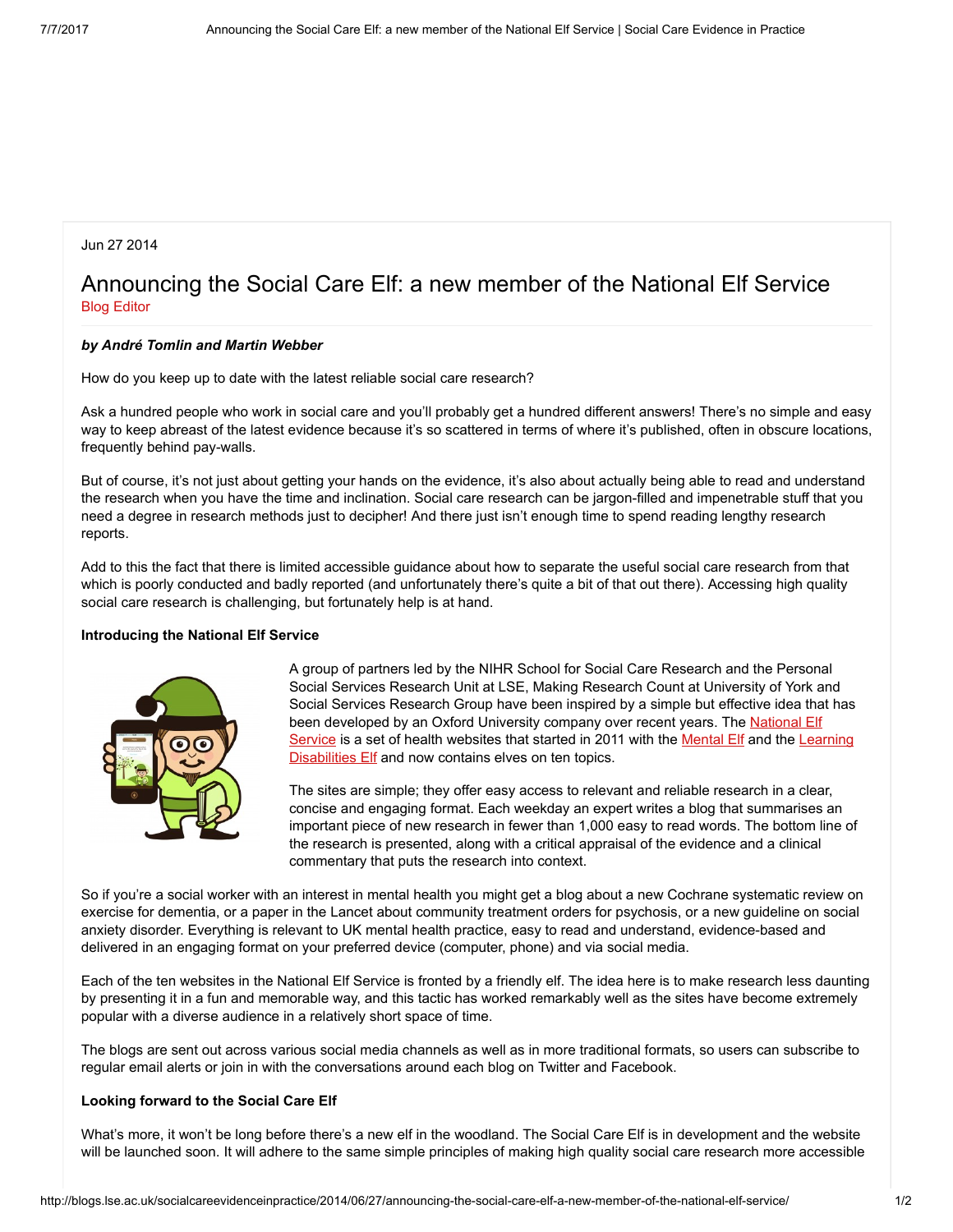Jun 27 2014

# Announcing the Social Care Elf: a new member of the National Elf Service

Blog Editor

***by André Tomlin and Martin Webber***

How do you keep up to date with the latest reliable social care research?

Ask a hundred people who work in social care and you'll probably get a hundred different answers! There's no simple and easy way to keep abreast of the latest evidence because it's so scattered in terms of where it's published, often in obscure locations, frequently behind pay-walls.

But of course, it's not just about getting your hands on the evidence, it's also about actually being able to read and understand the research when you have the time and inclination. Social care research can be jargon-filled and impenetrable stuff that you need a degree in research methods just to decipher! And there just isn't enough time to spend reading lengthy research reports.

Add to this the fact that there is limited accessible guidance about how to separate the useful social care research from that which is poorly conducted and badly reported (and unfortunately there's quite a bit of that out there). Accessing high quality social care research is challenging, but fortunately help is at hand.

**Introducing the National Elf Service**

A group of partners led by the NIHR School for Social Care Research and the Personal Social Services Research Unit at LSE, Making Research Count at University of York and Social Services Research Group have been inspired by a simple but effective idea that has been developed by an Oxford University company over recent years. The National Elf Service is a set of health websites that started in 2011 with the Mental Elf and the Learning Disabilities Elf and now contains elves on ten topics.

The sites are simple; they offer easy access to relevant and reliable research in a clear, concise and engaging format. Each weekday an expert writes a blog that summarises an important piece of new research in fewer than 1,000 easy to read words. The bottom line of the research is presented, along with a critical appraisal of the evidence and a clinical commentary that puts the research into context.

So if you're a social worker with an interest in mental health you might get a blog about a new Cochrane systematic review on exercise for dementia, or a paper in the Lancet about community treatment orders for psychosis, or a new guideline on social anxiety disorder. Everything is relevant to UK mental health practice, easy to read and understand, evidence-based and delivered in an engaging format on your preferred device (computer, phone) and via social media.

Each of the ten websites in the National Elf Service is fronted by a friendly elf. The idea here is to make research less daunting by presenting it in a fun and memorable way, and this tactic has worked remarkably well as the sites have become extremely popular with a diverse audience in a relatively short space of time.

The blogs are sent out across various social media channels as well as in more traditional formats, so users can subscribe to regular email alerts or join in with the conversations around each blog on Twitter and Facebook.

**Looking forward to the Social Care Elf**

What's more, it won't be long before there's a new elf in the woodland. The Social Care Elf is in development and the website will be launched soon. It will adhere to the same simple principles of making high quality social care research more accessible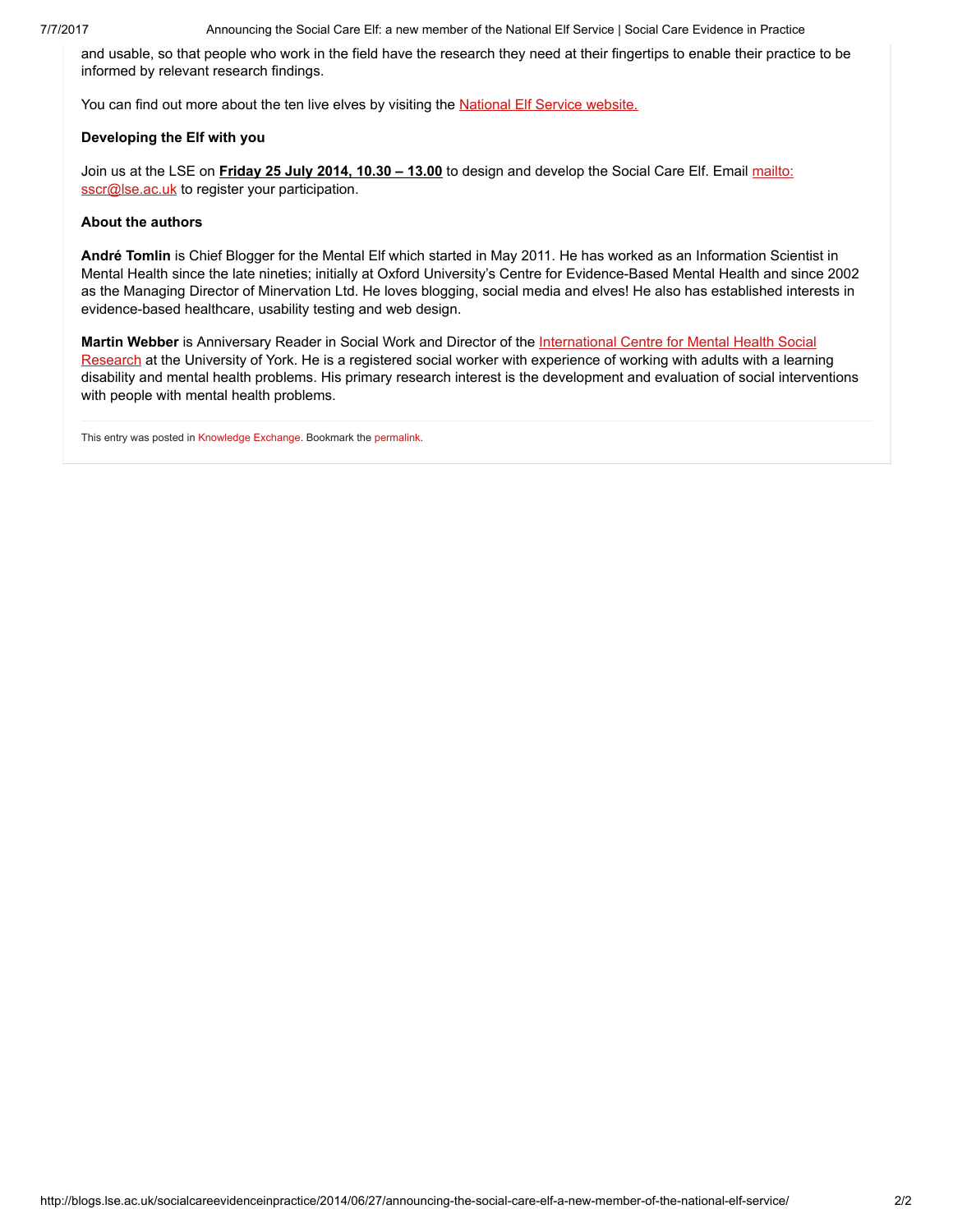and usable, so that people who work in the field have the research they need at their fingertips to enable their practice to be informed by relevant research findings.

You can find out more about the ten live elves by visiting the National Elf Service website.

**Developing the Elf with you**

Join us at the LSE on **Friday 25 July 2014, 10.30 – 13.00** to design and develop the Social Care Elf. Email mailto: sscr@lse.ac.uk to register your participation.

**About the authors**

**André Tomlin** is Chief Blogger for the Mental Elf which started in May 2011. He has worked as an Information Scientist in Mental Health since the late nineties; initially at Oxford University's Centre for Evidence-Based Mental Health and since 2002 as the Managing Director of Minervation Ltd. He loves blogging, social media and elves! He also has established interests in evidence-based healthcare, usability testing and web design.

**Martin Webber** is Anniversary Reader in Social Work and Director of the International Centre for Mental Health Social Research at the University of York. He is a registered social worker with experience of working with adults with a learning disability and mental health problems. His primary research interest is the development and evaluation of social interventions with people with mental health problems.

This entry was posted in Knowledge Exchange. Bookmark the permalink.